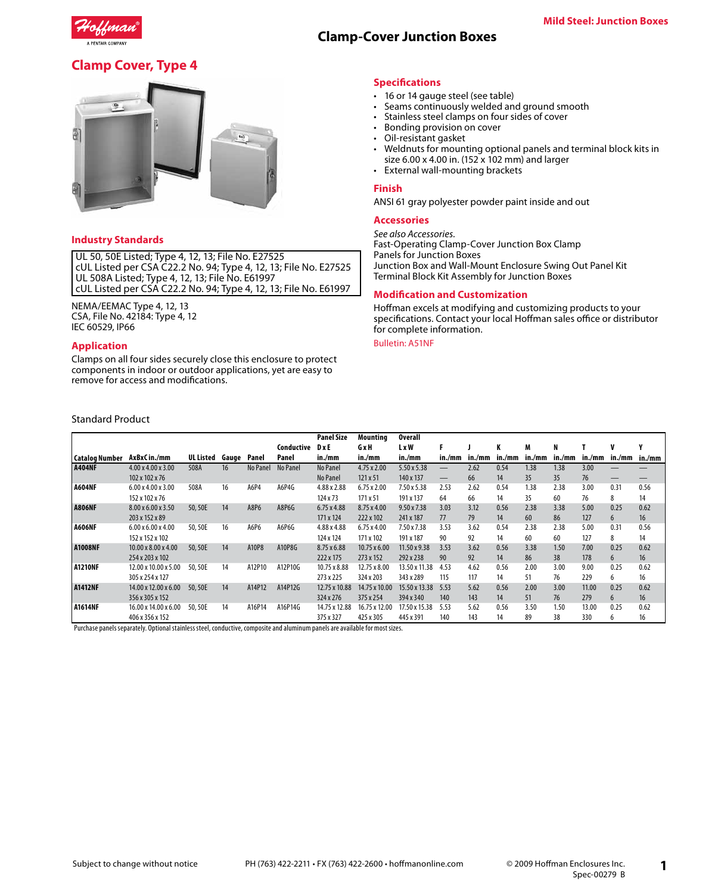Mild Steel: Junction Boxes

# Clamp-Cover Junction Boxes

## Clamp Cover, Type 4

### Industry Standards

UL 50, 50E Listed; Type 4, 12, 13; File No. E27525
cUL Listed per CSA C22.2 No. 94; Type 4, 12, 13; File No. E27525
UL 508A Listed; Type 4, 12, 13; File No. E61997
cUL Listed per CSA C22.2 No. 94; Type 4, 12, 13; File No. E61997

NEMA/EEMAC Type 4, 12, 13
CSA, File No. 42184: Type 4, 12
IEC 60529, IP66

### Application

Clamps on all four sides securely close this enclosure to protect components in indoor or outdoor applications, yet are easy to remove for access and modifications.

### Specifications

- 16 or 14 gauge steel (see table)
- Seams continuously welded and ground smooth
- Stainless steel clamps on four sides of cover
- Bonding provision on cover
- Oil-resistant gasket
- Weldnuts for mounting optional panels and terminal block kits in size 6.00 x 4.00 in. (152 x 102 mm) and larger
- External wall-mounting brackets

### Finish

ANSI 61 gray polyester powder paint inside and out

### Accessories

*See also Accessories.*
Fast-Operating Clamp-Cover Junction Box Clamp
Panels for Junction Boxes
Junction Box and Wall-Mount Enclosure Swing Out Panel Kit
Terminal Block Kit Assembly for Junction Boxes

### Modification and Customization

Hoffman excels at modifying and customizing products to your specifications. Contact your local Hoffman sales office or distributor for complete information.

Bulletin: A51NF

Standard Product

| Catalog Number | AxBxC in./mm | UL Listed | Gauge | Panel | Conductive Panel | Panel Size DxE in./mm | Mounting GxH in./mm | Overall LxW in./mm | F in./mm | J in./mm | K in./mm | M in./mm | N in./mm | T in./mm | V in./mm | Y in./mm |
|---|---|---|---|---|---|---|---|---|---|---|---|---|---|---|---|---|
| **A404NF** | 4.00 x 4.00 x 3.00 | 508A | 16 | No Panel | No Panel | No Panel | 4.75 x 2.00 | 5.50 x 5.38 | — | 2.62 | 0.54 | 1.38 | 1.38 | 3.00 | — | — |
| | 102 x 102 x 76 | | | | | No Panel | 121 x 51 | 140 x 137 | — | 66 | 14 | 35 | 35 | 76 | — | — |
| **A604NF** | 6.00 x 4.00 x 3.00 | 508A | 16 | A6P4 | A6P4G | 4.88 x 2.88 | 6.75 x 2.00 | 7.50 x 5.38 | 2.53 | 2.62 | 0.54 | 1.38 | 2.38 | 3.00 | 0.31 | 0.56 |
| | 152 x 102 x 76 | | | | | 124 x 73 | 171 x 51 | 191 x 137 | 64 | 66 | 14 | 35 | 60 | 76 | 8 | 14 |
| **A806NF** | 8.00 x 6.00 x 3.50 | 50, 50E | 14 | A8P6 | A8P6G | 6.75 x 4.88 | 8.75 x 4.00 | 9.50 x 7.38 | 3.03 | 3.12 | 0.56 | 2.38 | 3.38 | 5.00 | 0.25 | 0.62 |
| | 203 x 152 x 89 | | | | | 171 x 124 | 222 x 102 | 241 x 187 | 77 | 79 | 14 | 60 | 86 | 127 | 6 | 16 |
| **A606NF** | 6.00 x 6.00 x 4.00 | 50, 50E | 16 | A6P6 | A6P6G | 4.88 x 4.88 | 6.75 x 4.00 | 7.50 x 7.38 | 3.53 | 3.62 | 0.54 | 2.38 | 2.38 | 5.00 | 0.31 | 0.56 |
| | 152 x 152 x 102 | | | | | 124 x 124 | 171 x 102 | 191 x 187 | 90 | 92 | 14 | 60 | 60 | 127 | 8 | 14 |
| **A1008NF** | 10.00 x 8.00 x 4.00 | 50, 50E | 14 | A10P8 | A10P8G | 8.75 x 6.88 | 10.75 x 6.00 | 11.50 x 9.38 | 3.53 | 3.62 | 0.56 | 3.38 | 1.50 | 7.00 | 0.25 | 0.62 |
| | 254 x 203 x 102 | | | | | 222 x 175 | 273 x 152 | 292 x 238 | 90 | 92 | 14 | 86 | 38 | 178 | 6 | 16 |
| **A1210NF** | 12.00 x 10.00 x 5.00 | 50, 50E | 14 | A12P10 | A12P10G | 10.75 x 8.88 | 12.75 x 8.00 | 13.50 x 11.38 | 4.53 | 4.62 | 0.56 | 2.00 | 3.00 | 9.00 | 0.25 | 0.62 |
| | 305 x 254 x 127 | | | | | 273 x 225 | 324 x 203 | 343 x 289 | 115 | 117 | 14 | 51 | 76 | 229 | 6 | 16 |
| **A1412NF** | 14.00 x 12.00 x 6.00 | 50, 50E | 14 | A14P12 | A14P12G | 12.75 x 10.88 | 14.75 x 10.00 | 15.50 x 13.38 | 5.53 | 5.62 | 0.56 | 2.00 | 3.00 | 11.00 | 0.25 | 0.62 |
| | 356 x 305 x 152 | | | | | 324 x 276 | 375 x 254 | 394 x 340 | 140 | 143 | 14 | 51 | 76 | 279 | 6 | 16 |
| **A1614NF** | 16.00 x 14.00 x 6.00 | 50, 50E | 14 | A16P14 | A16P14G | 14.75 x 12.88 | 16.75 x 12.00 | 17.50 x 15.38 | 5.53 | 5.62 | 0.56 | 3.50 | 1.50 | 13.00 | 0.25 | 0.62 |
| | 406 x 356 x 152 | | | | | 375 x 327 | 425 x 305 | 445 x 391 | 140 | 143 | 14 | 89 | 38 | 330 | 6 | 16 |

Purchase panels separately. Optional stainless steel, conductive, composite and aluminum panels are available for most sizes.

Subject to change without notice    PH (763) 422-2211 • FX (763) 422-2600 • hoffmanonline.com    © 2009 Hoffman Enclosures Inc. Spec-00279 B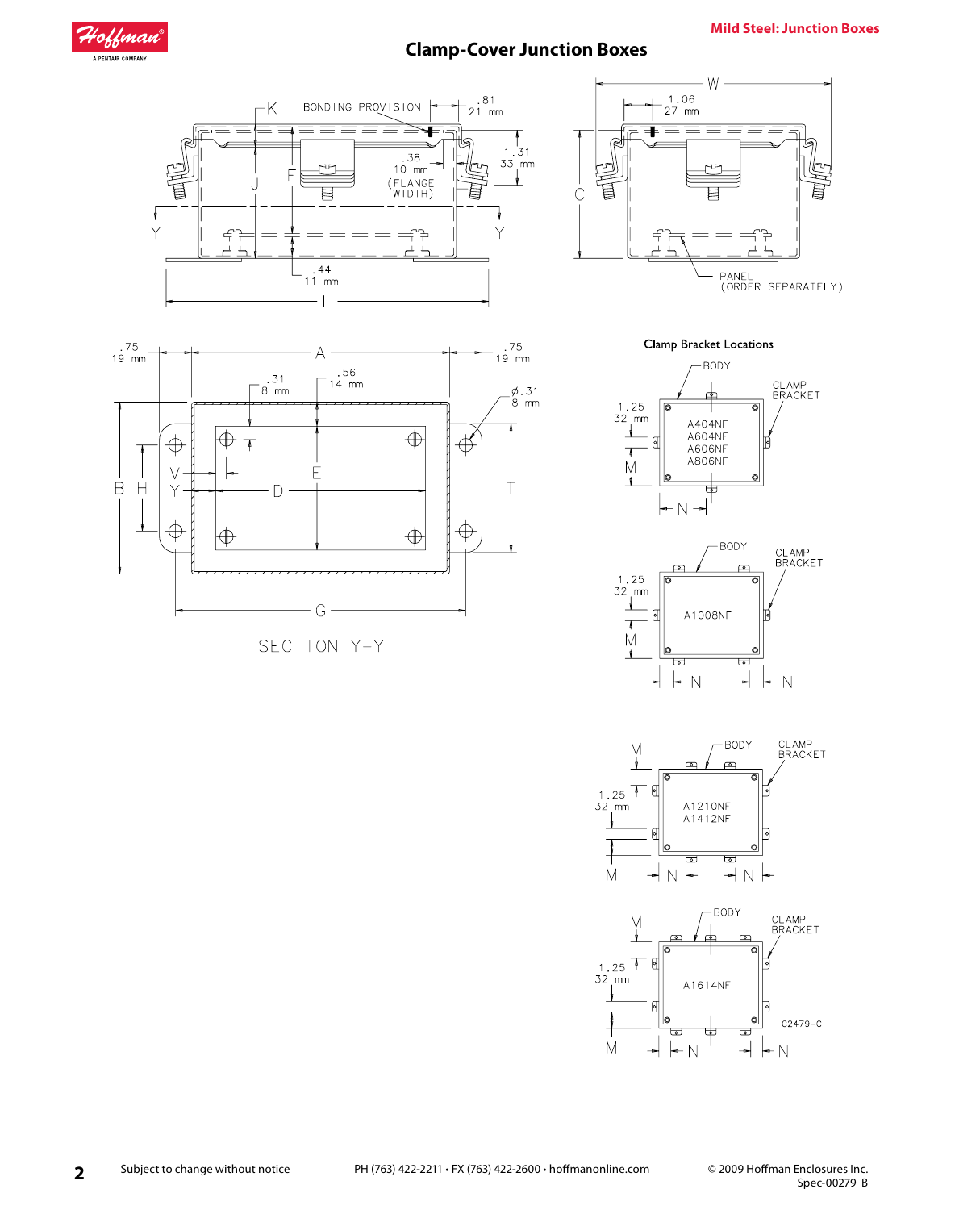# Clamp-Cover Junction Boxes

Mild Steel: Junction Boxes

K
BONDING PROVISION
.81
21 mm
.38
10 mm
(FLANGE WIDTH)
1.31
33 mm
J
F
Y
Y
.44
11 mm
L

W
1.06
27 mm
C
PANEL
(ORDER SEPARATELY)

.75
19 mm
A
.75
19 mm
.31
8 mm
.56
14 mm
Ø.31
8 mm
B
H
V
Y
D
E
T
G

SECTION Y-Y

Clamp Bracket Locations

BODY
CLAMP BRACKET
1.25
32 mm
M
N
A404NF
A604NF
A606NF
A806NF

BODY
CLAMP BRACKET
1.25
32 mm
M
N
N
A1008NF

M
BODY
CLAMP BRACKET
1.25
32 mm
M
N
N
A1210NF
A1412NF

M
BODY
CLAMP BRACKET
1.25
32 mm
M
N
N
A1614NF

C2479-C

Subject to change without notice

PH (763) 422-2211 • FX (763) 422-2600 • hoffmanonline.com

© 2009 Hoffman Enclosures Inc.
Spec-00279 B